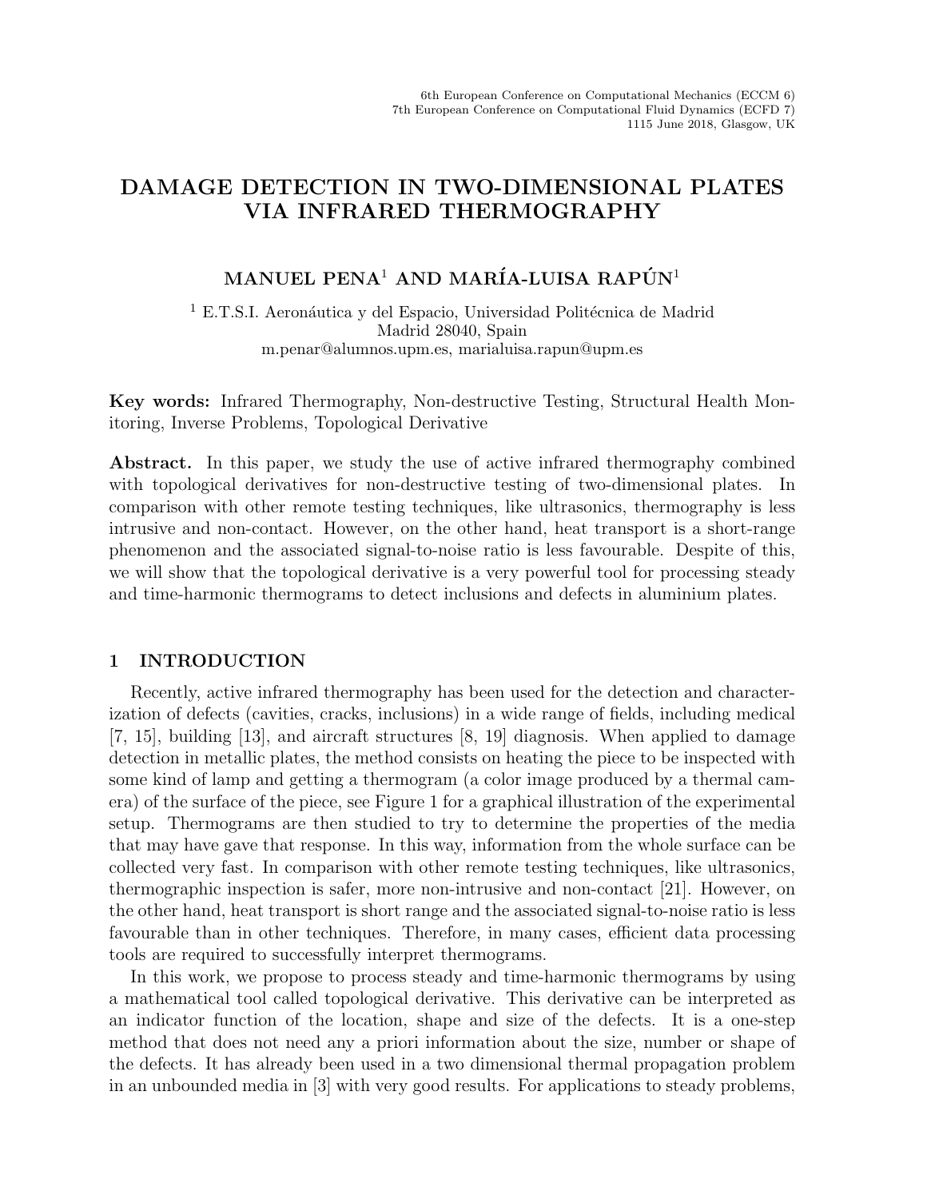# DAMAGE DETECTION IN TWO-DIMENSIONAL PLATES VIA INFRARED THERMOGRAPHY

**MANUEL PENA[1] AND MARÍA-LUISA RAPÚN[1]**

[1] E.T.S.I. Aeronáutica y del Espacio, Universidad Politécnica de Madrid
Madrid 28040, Spain
m.penar@alumnos.upm.es, marialuisa.rapun@upm.es

**Key words:** Infrared Thermography, Non-destructive Testing, Structural Health Monitoring, Inverse Problems, Topological Derivative

**Abstract.** In this paper, we study the use of active infrared thermography combined with topological derivatives for non-destructive testing of two-dimensional plates. In comparison with other remote testing techniques, like ultrasonics, thermography is less intrusive and non-contact. However, on the other hand, heat transport is a short-range phenomenon and the associated signal-to-noise ratio is less favourable. Despite of this, we will show that the topological derivative is a very powerful tool for processing steady and time-harmonic thermograms to detect inclusions and defects in aluminium plates.

## 1 INTRODUCTION

Recently, active infrared thermography has been used for the detection and characterization of defects (cavities, cracks, inclusions) in a wide range of fields, including medical [7, 15], building [13], and aircraft structures [8, 19] diagnosis. When applied to damage detection in metallic plates, the method consists on heating the piece to be inspected with some kind of lamp and getting a thermogram (a color image produced by a thermal camera) of the surface of the piece, see Figure 1 for a graphical illustration of the experimental setup. Thermograms are then studied to try to determine the properties of the media that may have gave that response. In this way, information from the whole surface can be collected very fast. In comparison with other remote testing techniques, like ultrasonics, thermographic inspection is safer, more non-intrusive and non-contact [21]. However, on the other hand, heat transport is short range and the associated signal-to-noise ratio is less favourable than in other techniques. Therefore, in many cases, efficient data processing tools are required to successfully interpret thermograms.

In this work, we propose to process steady and time-harmonic thermograms by using a mathematical tool called topological derivative. This derivative can be interpreted as an indicator function of the location, shape and size of the defects. It is a one-step method that does not need any a priori information about the size, number or shape of the defects. It has already been used in a two dimensional thermal propagation problem in an unbounded media in [3] with very good results. For applications to steady problems,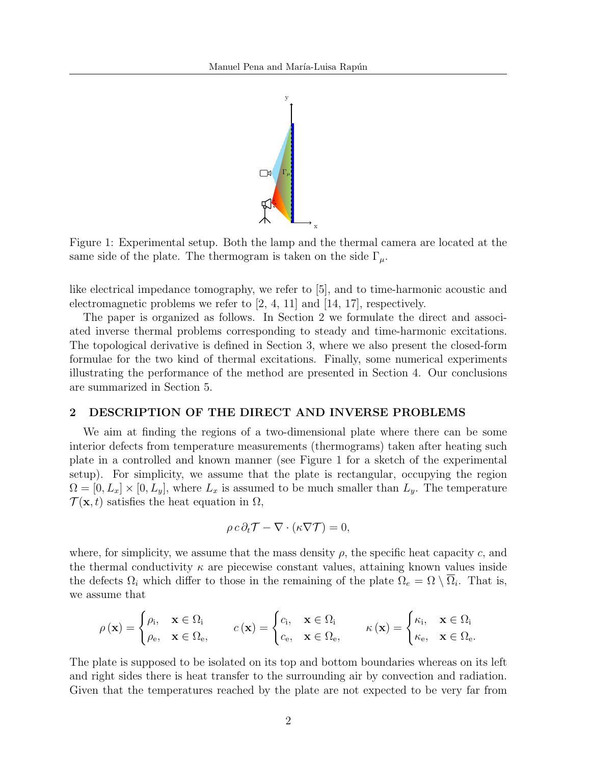Figure 1: Experimental setup. Both the lamp and the thermal camera are located at the same side of the plate. The thermogram is taken on the side $\Gamma_\mu$.

like electrical impedance tomography, we refer to [5], and to time-harmonic acoustic and electromagnetic problems we refer to [2, 4, 11] and [14, 17], respectively.

The paper is organized as follows. In Section 2 we formulate the direct and associated inverse thermal problems corresponding to steady and time-harmonic excitations. The topological derivative is defined in Section 3, where we also present the closed-form formulae for the two kind of thermal excitations. Finally, some numerical experiments illustrating the performance of the method are presented in Section 4. Our conclusions are summarized in Section 5.

## 2 DESCRIPTION OF THE DIRECT AND INVERSE PROBLEMS

We aim at finding the regions of a two-dimensional plate where there can be some interior defects from temperature measurements (thermograms) taken after heating such plate in a controlled and known manner (see Figure 1 for a sketch of the experimental setup). For simplicity, we assume that the plate is rectangular, occupying the region $\Omega = [0, L_x] \times [0, L_y]$, where $L_x$ is assumed to be much smaller than $L_y$. The temperature $\mathcal{T}(\mathbf{x}, t)$ satisfies the heat equation in $\Omega$,

$$\rho\, c\, \partial_t \mathcal{T} - \nabla \cdot (\kappa \nabla \mathcal{T}) = 0,$$

where, for simplicity, we assume that the mass density $\rho$, the specific heat capacity $c$, and the thermal conductivity $\kappa$ are piecewise constant values, attaining known values inside the defects $\Omega_i$ which differ to those in the remaining of the plate $\Omega_e = \Omega \setminus \overline{\Omega}_i$. That is, we assume that

$$\rho(\mathbf{x}) = \begin{cases} \rho_{\mathrm{i}}, & \mathbf{x} \in \Omega_{\mathrm{i}} \\ \rho_{\mathrm{e}}, & \mathbf{x} \in \Omega_{\mathrm{e}}, \end{cases} \qquad c(\mathbf{x}) = \begin{cases} c_{\mathrm{i}}, & \mathbf{x} \in \Omega_{\mathrm{i}} \\ c_{\mathrm{e}}, & \mathbf{x} \in \Omega_{\mathrm{e}}, \end{cases} \qquad \kappa(\mathbf{x}) = \begin{cases} \kappa_{\mathrm{i}}, & \mathbf{x} \in \Omega_{\mathrm{i}} \\ \kappa_{\mathrm{e}}, & \mathbf{x} \in \Omega_{\mathrm{e}}. \end{cases}$$

The plate is supposed to be isolated on its top and bottom boundaries whereas on its left and right sides there is heat transfer to the surrounding air by convection and radiation. Given that the temperatures reached by the plate are not expected to be very far from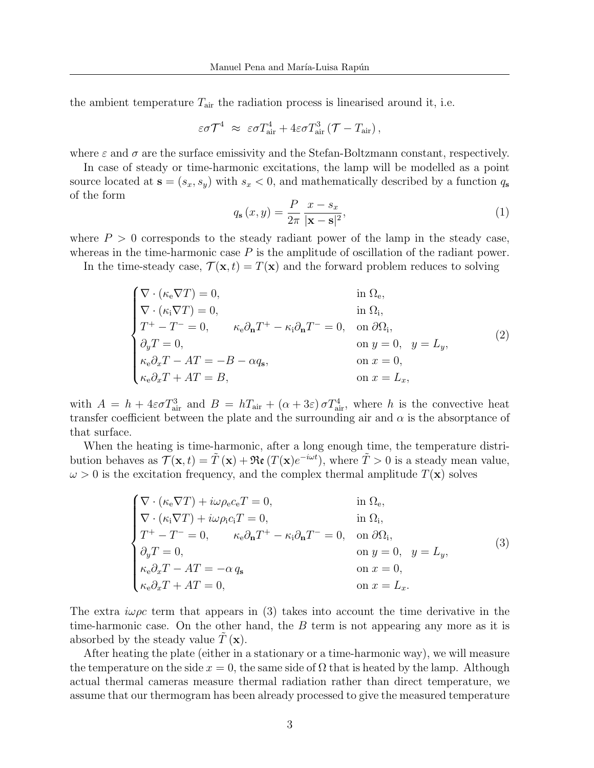the ambient temperature $T_{\text{air}}$ the radiation process is linearised around it, i.e.

$$\varepsilon\sigma\mathcal{T}^4 \;\approx\; \varepsilon\sigma T_{\text{air}}^4 + 4\varepsilon\sigma T_{\text{air}}^3\left(\mathcal{T} - T_{\text{air}}\right),$$

where $\varepsilon$ and $\sigma$ are the surface emissivity and the Stefan-Boltzmann constant, respectively.

In case of steady or time-harmonic excitations, the lamp will be modelled as a point source located at $\mathbf{s} = (s_x, s_y)$ with $s_x < 0$, and mathematically described by a function $q_{\mathbf{s}}$ of the form

$$q_{\mathbf{s}}(x, y) = \frac{P}{2\pi}\,\frac{x - s_x}{|\mathbf{x} - \mathbf{s}|^2}, \tag{1}$$

where $P > 0$ corresponds to the steady radiant power of the lamp in the steady case, whereas in the time-harmonic case $P$ is the amplitude of oscillation of the radiant power.

In the time-steady case, $\mathcal{T}(\mathbf{x}, t) = T(\mathbf{x})$ and the forward problem reduces to solving

$$\begin{cases} \nabla\cdot(\kappa_{\text{e}}\nabla T) = 0, & \text{in } \Omega_{\text{e}},\\ \nabla\cdot(\kappa_{\text{i}}\nabla T) = 0, & \text{in } \Omega_{\text{i}},\\ T^+ - T^- = 0, \qquad \kappa_{\text{e}}\partial_{\mathbf{n}}T^+ - \kappa_{\text{i}}\partial_{\mathbf{n}}T^- = 0, & \text{on } \partial\Omega_{\text{i}},\\ \partial_y T = 0, & \text{on } y = 0, \quad y = L_y,\\ \kappa_{\text{e}}\partial_x T - AT = -B - \alpha q_{\mathbf{s}}, & \text{on } x = 0,\\ \kappa_{\text{e}}\partial_x T + AT = B, & \text{on } x = L_x, \end{cases} \tag{2}$$

with $A = h + 4\varepsilon\sigma T_{\text{air}}^3$ and $B = hT_{\text{air}} + (\alpha + 3\varepsilon)\,\sigma T_{\text{air}}^4$, where $h$ is the convective heat transfer coefficient between the plate and the surrounding air and $\alpha$ is the absorptance of that surface.

When the heating is time-harmonic, after a long enough time, the temperature distribution behaves as $\mathcal{T}(\mathbf{x}, t) = \tilde{T}(\mathbf{x}) + \mathfrak{Re}\left(T(\mathbf{x})e^{-i\omega t}\right)$, where $\tilde{T} > 0$ is a steady mean value, $\omega > 0$ is the excitation frequency, and the complex thermal amplitude $T(\mathbf{x})$ solves

$$\begin{cases} \nabla\cdot(\kappa_{\text{e}}\nabla T) + i\omega\rho_{\text{e}}c_{\text{e}}T = 0, & \text{in } \Omega_{\text{e}},\\ \nabla\cdot(\kappa_{\text{i}}\nabla T) + i\omega\rho_{\text{i}}c_{\text{i}}T = 0, & \text{in } \Omega_{\text{i}},\\ T^+ - T^- = 0, \qquad \kappa_{\text{e}}\partial_{\mathbf{n}}T^+ - \kappa_{\text{i}}\partial_{\mathbf{n}}T^- = 0, & \text{on } \partial\Omega_{\text{i}},\\ \partial_y T = 0, & \text{on } y = 0, \quad y = L_y,\\ \kappa_{\text{e}}\partial_x T - AT = -\alpha\, q_{\mathbf{s}} & \text{on } x = 0,\\ \kappa_{\text{e}}\partial_x T + AT = 0, & \text{on } x = L_x. \end{cases} \tag{3}$$

The extra $i\omega\rho c$ term that appears in (3) takes into account the time derivative in the time-harmonic case. On the other hand, the $B$ term is not appearing any more as it is absorbed by the steady value $\tilde{T}(\mathbf{x})$.

After heating the plate (either in a stationary or a time-harmonic way), we will measure the temperature on the side $x = 0$, the same side of $\Omega$ that is heated by the lamp. Although actual thermal cameras measure thermal radiation rather than direct temperature, we assume that our thermogram has been already processed to give the measured temperature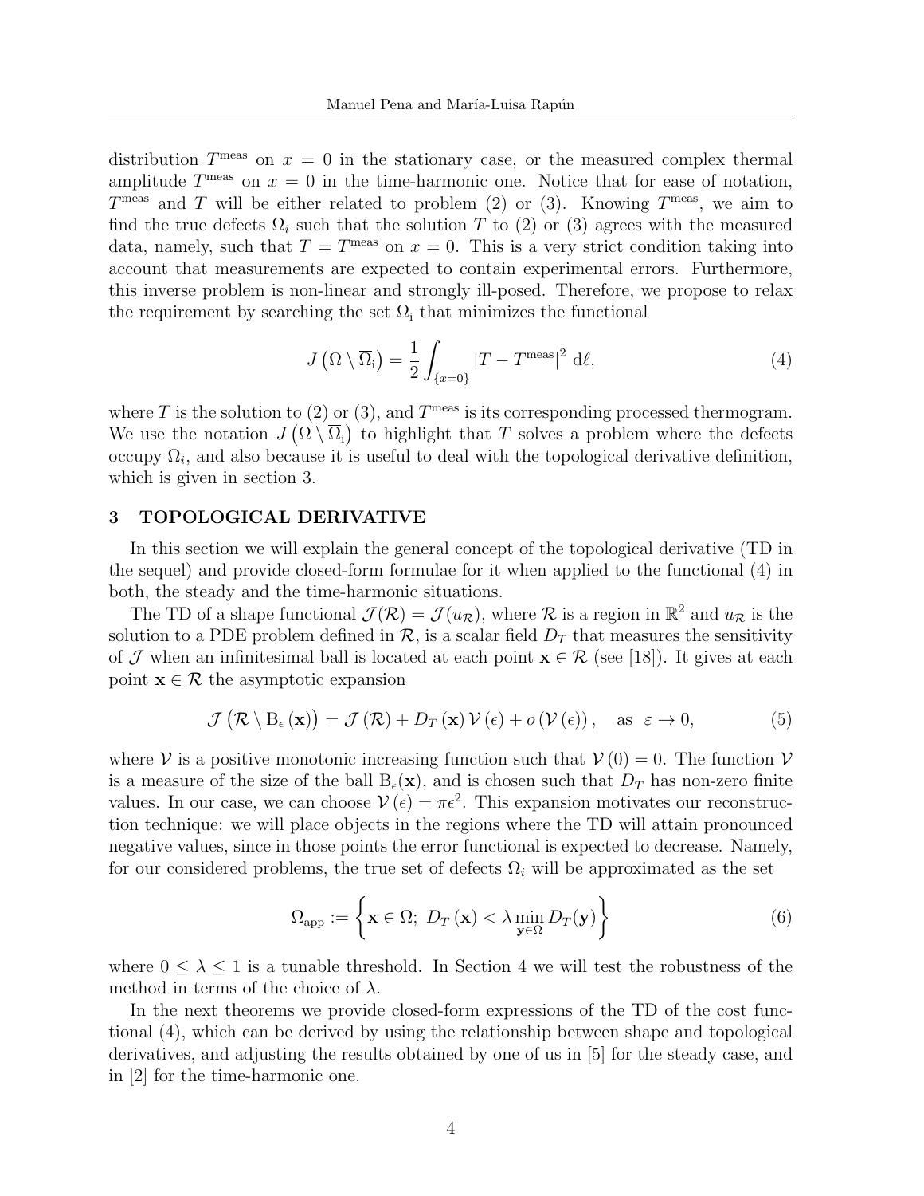distribution $T^{\text{meas}}$ on $x = 0$ in the stationary case, or the measured complex thermal amplitude $T^{\text{meas}}$ on $x = 0$ in the time-harmonic one. Notice that for ease of notation, $T^{\text{meas}}$ and $T$ will be either related to problem (2) or (3). Knowing $T^{\text{meas}}$, we aim to find the true defects $\Omega_i$ such that the solution $T$ to (2) or (3) agrees with the measured data, namely, such that $T = T^{\text{meas}}$ on $x = 0$. This is a very strict condition taking into account that measurements are expected to contain experimental errors. Furthermore, this inverse problem is non-linear and strongly ill-posed. Therefore, we propose to relax the requirement by searching the set $\Omega_{\text{i}}$ that minimizes the functional

$$J\left(\Omega \setminus \overline{\Omega}_{\text{i}}\right) = \frac{1}{2} \int_{\{x=0\}} \left|T - T^{\text{meas}}\right|^2 \, \mathrm{d}\ell, \tag{4}$$

where $T$ is the solution to (2) or (3), and $T^{\text{meas}}$ is its corresponding processed thermogram. We use the notation $J\left(\Omega \setminus \overline{\Omega}_{\text{i}}\right)$ to highlight that $T$ solves a problem where the defects occupy $\Omega_i$, and also because it is useful to deal with the topological derivative definition, which is given in section 3.

## 3 TOPOLOGICAL DERIVATIVE

In this section we will explain the general concept of the topological derivative (TD in the sequel) and provide closed-form formulae for it when applied to the functional (4) in both, the steady and the time-harmonic situations.

The TD of a shape functional $\mathcal{J}(\mathcal{R}) = \mathcal{J}(u_{\mathcal{R}})$, where $\mathcal{R}$ is a region in $\mathbb{R}^2$ and $u_{\mathcal{R}}$ is the solution to a PDE problem defined in $\mathcal{R}$, is a scalar field $D_T$ that measures the sensitivity of $\mathcal{J}$ when an infinitesimal ball is located at each point $\mathbf{x} \in \mathcal{R}$ (see [18]). It gives at each point $\mathbf{x} \in \mathcal{R}$ the asymptotic expansion

$$\mathcal{J}\left(\mathcal{R} \setminus \overline{\mathrm{B}}_\epsilon\left(\mathbf{x}\right)\right) = \mathcal{J}\left(\mathcal{R}\right) + D_T\left(\mathbf{x}\right) \mathcal{V}\left(\epsilon\right) + o\left(\mathcal{V}\left(\epsilon\right)\right), \quad \text{as } \varepsilon \to 0, \tag{5}$$

where $\mathcal{V}$ is a positive monotonic increasing function such that $\mathcal{V}\left(0\right) = 0$. The function $\mathcal{V}$ is a measure of the size of the ball $\mathrm{B}_\epsilon(\mathbf{x})$, and is chosen such that $D_T$ has non-zero finite values. In our case, we can choose $\mathcal{V}\left(\epsilon\right) = \pi\epsilon^2$. This expansion motivates our reconstruction technique: we will place objects in the regions where the TD will attain pronounced negative values, since in those points the error functional is expected to decrease. Namely, for our considered problems, the true set of defects $\Omega_i$ will be approximated as the set

$$\Omega_{\text{app}} := \left\{\mathbf{x} \in \Omega;\ D_T\left(\mathbf{x}\right) < \lambda \min_{\mathbf{y} \in \Omega} D_T(\mathbf{y})\right\} \tag{6}$$

where $0 \leq \lambda \leq 1$ is a tunable threshold. In Section 4 we will test the robustness of the method in terms of the choice of $\lambda$.

In the next theorems we provide closed-form expressions of the TD of the cost functional (4), which can be derived by using the relationship between shape and topological derivatives, and adjusting the results obtained by one of us in [5] for the steady case, and in [2] for the time-harmonic one.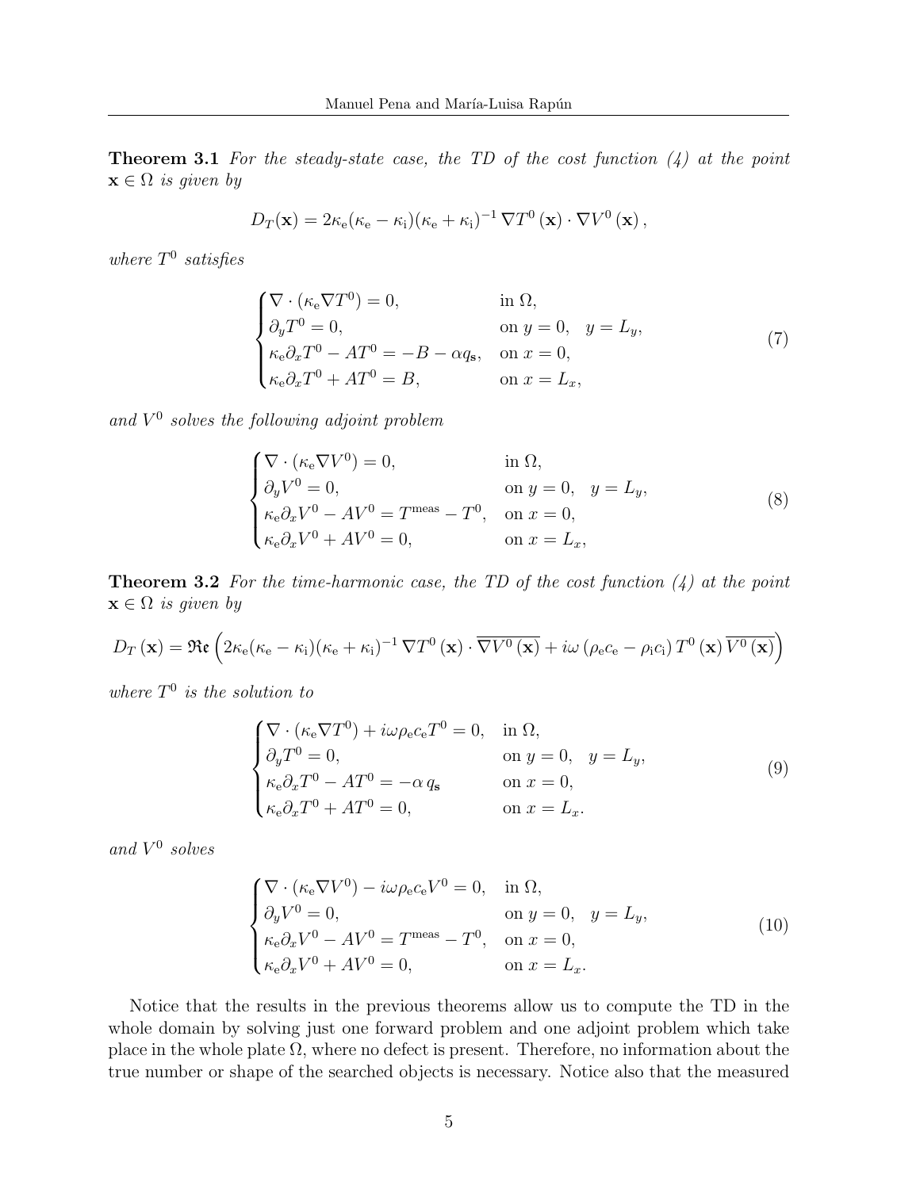**Theorem 3.1** *For the steady-state case, the TD of the cost function (4) at the point* $\mathbf{x} \in \Omega$ *is given by*

$$D_T(\mathbf{x}) = 2\kappa_{\rm e}(\kappa_{\rm e} - \kappa_{\rm i})(\kappa_{\rm e} + \kappa_{\rm i})^{-1} \nabla T^0(\mathbf{x}) \cdot \nabla V^0(\mathbf{x}),$$

*where* $T^0$ *satisfies*

$$\begin{cases} \nabla \cdot (\kappa_{\rm e} \nabla T^0) = 0, & \text{in } \Omega, \\ \partial_y T^0 = 0, & \text{on } y = 0, \quad y = L_y, \\ \kappa_{\rm e} \partial_x T^0 - A T^0 = -B - \alpha q_{\mathbf{s}}, & \text{on } x = 0, \\ \kappa_{\rm e} \partial_x T^0 + A T^0 = B, & \text{on } x = L_x, \end{cases} \tag{7}$$

*and* $V^0$ *solves the following adjoint problem*

$$\begin{cases} \nabla \cdot (\kappa_{\rm e} \nabla V^0) = 0, & \text{in } \Omega, \\ \partial_y V^0 = 0, & \text{on } y = 0, \quad y = L_y, \\ \kappa_{\rm e} \partial_x V^0 - A V^0 = T^{\rm meas} - T^0, & \text{on } x = 0, \\ \kappa_{\rm e} \partial_x V^0 + A V^0 = 0, & \text{on } x = L_x, \end{cases} \tag{8}$$

**Theorem 3.2** *For the time-harmonic case, the TD of the cost function (4) at the point* $\mathbf{x} \in \Omega$ *is given by*

$$D_T(\mathbf{x}) = \mathfrak{Re}\left(2\kappa_{\rm e}(\kappa_{\rm e} - \kappa_{\rm i})(\kappa_{\rm e} + \kappa_{\rm i})^{-1} \nabla T^0(\mathbf{x}) \cdot \overline{\nabla V^0(\mathbf{x})} + i\omega\left(\rho_{\rm e} c_{\rm e} - \rho_{\rm i} c_{\rm i}\right) T^0(\mathbf{x}) \overline{V^0(\mathbf{x})}\right)$$

*where* $T^0$ *is the solution to*

$$\begin{cases} \nabla \cdot (\kappa_{\rm e} \nabla T^0) + i\omega\rho_{\rm e} c_{\rm e} T^0 = 0, & \text{in } \Omega, \\ \partial_y T^0 = 0, & \text{on } y = 0, \quad y = L_y, \\ \kappa_{\rm e} \partial_x T^0 - A T^0 = -\alpha\, q_{\mathbf{s}} & \text{on } x = 0, \\ \kappa_{\rm e} \partial_x T^0 + A T^0 = 0, & \text{on } x = L_x. \end{cases} \tag{9}$$

*and* $V^0$ *solves*

$$\begin{cases} \nabla \cdot (\kappa_{\rm e} \nabla V^0) - i\omega\rho_{\rm e} c_{\rm e} V^0 = 0, & \text{in } \Omega, \\ \partial_y V^0 = 0, & \text{on } y = 0, \quad y = L_y, \\ \kappa_{\rm e} \partial_x V^0 - A V^0 = T^{\rm meas} - T^0, & \text{on } x = 0, \\ \kappa_{\rm e} \partial_x V^0 + A V^0 = 0, & \text{on } x = L_x. \end{cases} \tag{10}$$

Notice that the results in the previous theorems allow us to compute the TD in the whole domain by solving just one forward problem and one adjoint problem which take place in the whole plate $\Omega$, where no defect is present. Therefore, no information about the true number or shape of the searched objects is necessary. Notice also that the measured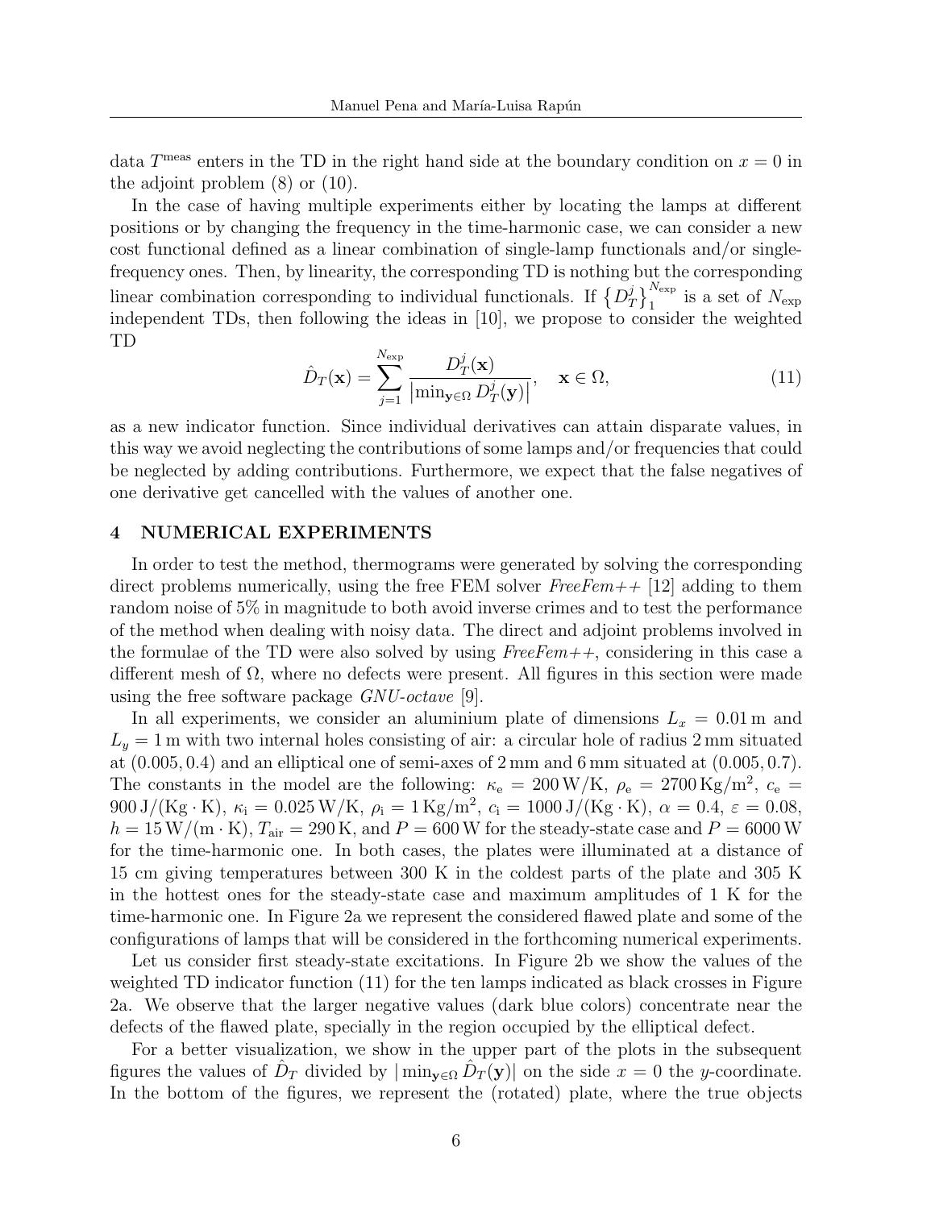data $T^{\mathrm{meas}}$ enters in the TD in the right hand side at the boundary condition on $x = 0$ in the adjoint problem (8) or (10).

In the case of having multiple experiments either by locating the lamps at different positions or by changing the frequency in the time-harmonic case, we can consider a new cost functional defined as a linear combination of single-lamp functionals and/or single-frequency ones. Then, by linearity, the corresponding TD is nothing but the corresponding linear combination corresponding to individual functionals. If $\left\{D_T^j\right\}_1^{N_{\mathrm{exp}}}$ is a set of $N_{\mathrm{exp}}$ independent TDs, then following the ideas in [10], we propose to consider the weighted TD

$$\hat{D}_T(\mathbf{x}) = \sum_{j=1}^{N_{\mathrm{exp}}} \frac{D_T^j(\mathbf{x})}{\left|\min_{\mathbf{y}\in\Omega} D_T^j(\mathbf{y})\right|}, \quad \mathbf{x} \in \Omega, \tag{11}$$

as a new indicator function. Since individual derivatives can attain disparate values, in this way we avoid neglecting the contributions of some lamps and/or frequencies that could be neglected by adding contributions. Furthermore, we expect that the false negatives of one derivative get cancelled with the values of another one.

## 4 NUMERICAL EXPERIMENTS

In order to test the method, thermograms were generated by solving the corresponding direct problems numerically, using the free FEM solver *FreeFem++* [12] adding to them random noise of 5% in magnitude to both avoid inverse crimes and to test the performance of the method when dealing with noisy data. The direct and adjoint problems involved in the formulae of the TD were also solved by using *FreeFem++*, considering in this case a different mesh of $\Omega$, where no defects were present. All figures in this section were made using the free software package *GNU-octave* [9].

In all experiments, we consider an aluminium plate of dimensions $L_x = 0.01\,\mathrm{m}$ and $L_y = 1\,\mathrm{m}$ with two internal holes consisting of air: a circular hole of radius 2 mm situated at $(0.005, 0.4)$ and an elliptical one of semi-axes of 2 mm and 6 mm situated at $(0.005, 0.7)$. The constants in the model are the following: $\kappa_{\mathrm{e}} = 200\,\mathrm{W/K}$, $\rho_{\mathrm{e}} = 2700\,\mathrm{Kg/m^2}$, $c_{\mathrm{e}} = 900\,\mathrm{J/(Kg \cdot K)}$, $\kappa_{\mathrm{i}} = 0.025\,\mathrm{W/K}$, $\rho_{\mathrm{i}} = 1\,\mathrm{Kg/m^2}$, $c_{\mathrm{i}} = 1000\,\mathrm{J/(Kg \cdot K)}$, $\alpha = 0.4$, $\varepsilon = 0.08$, $h = 15\,\mathrm{W/(m \cdot K)}$, $T_{\mathrm{air}} = 290\,\mathrm{K}$, and $P = 600\,\mathrm{W}$ for the steady-state case and $P = 6000\,\mathrm{W}$ for the time-harmonic one. In both cases, the plates were illuminated at a distance of 15 cm giving temperatures between 300 K in the coldest parts of the plate and 305 K in the hottest ones for the steady-state case and maximum amplitudes of 1 K for the time-harmonic one. In Figure 2a we represent the considered flawed plate and some of the configurations of lamps that will be considered in the forthcoming numerical experiments.

Let us consider first steady-state excitations. In Figure 2b we show the values of the weighted TD indicator function (11) for the ten lamps indicated as black crosses in Figure 2a. We observe that the larger negative values (dark blue colors) concentrate near the defects of the flawed plate, specially in the region occupied by the elliptical defect.

For a better visualization, we show in the upper part of the plots in the subsequent figures the values of $\hat{D}_T$ divided by $|\min_{\mathbf{y}\in\Omega} \hat{D}_T(\mathbf{y})|$ on the side $x = 0$ the $y$-coordinate. In the bottom of the figures, we represent the (rotated) plate, where the true objects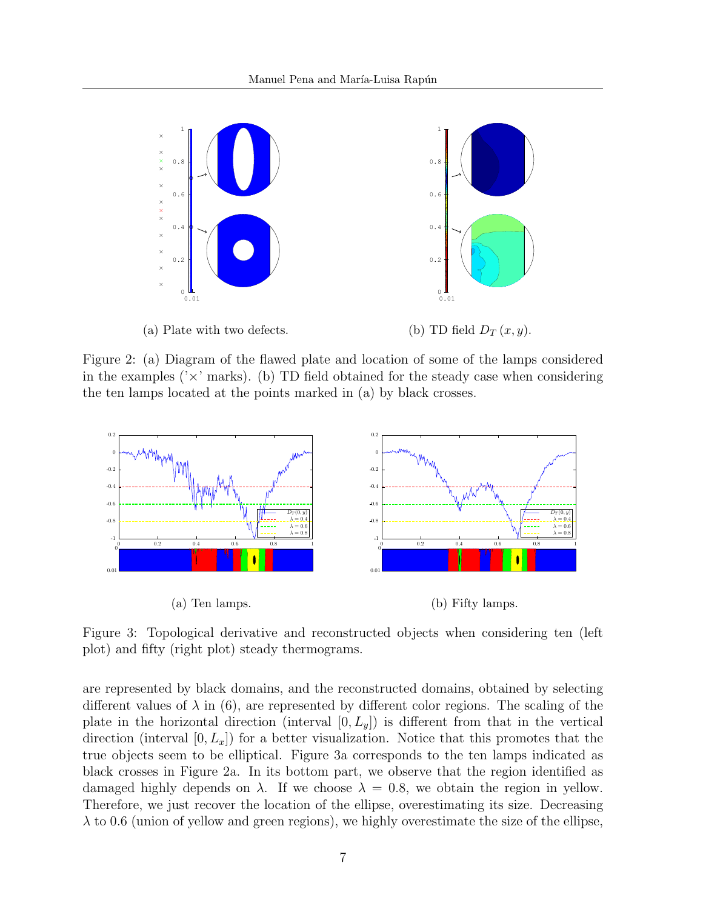(a) Plate with two defects.

(b) TD field $D_T(x, y)$.

Figure 2: (a) Diagram of the flawed plate and location of some of the lamps considered in the examples ('×' marks). (b) TD field obtained for the steady case when considering the ten lamps located at the points marked in (a) by black crosses.

(a) Ten lamps.

(b) Fifty lamps.

Figure 3: Topological derivative and reconstructed objects when considering ten (left plot) and fifty (right plot) steady thermograms.

are represented by black domains, and the reconstructed domains, obtained by selecting different values of $\lambda$ in (6), are represented by different color regions. The scaling of the plate in the horizontal direction (interval $[0, L_y]$) is different from that in the vertical direction (interval $[0, L_x]$) for a better visualization. Notice that this promotes that the true objects seem to be elliptical. Figure 3a corresponds to the ten lamps indicated as black crosses in Figure 2a. In its bottom part, we observe that the region identified as damaged highly depends on $\lambda$. If we choose $\lambda = 0.8$, we obtain the region in yellow. Therefore, we just recover the location of the ellipse, overestimating its size. Decreasing $\lambda$ to 0.6 (union of yellow and green regions), we highly overestimate the size of the ellipse,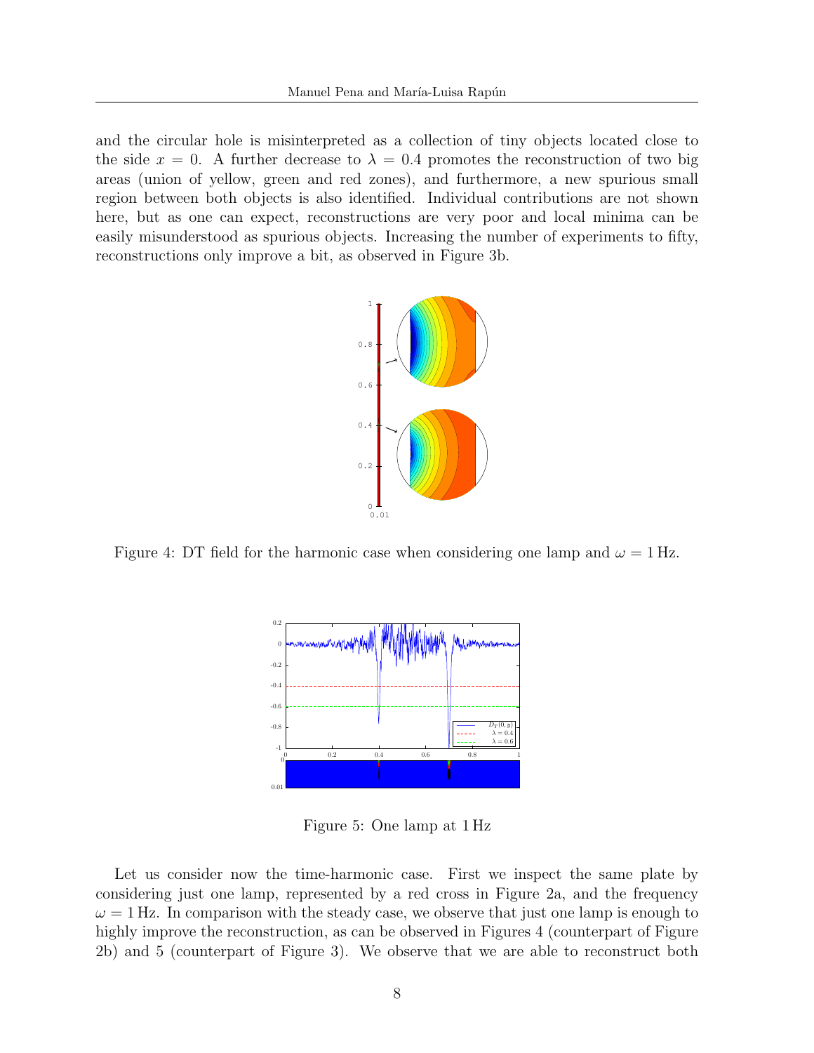and the circular hole is misinterpreted as a collection of tiny objects located close to the side $x = 0$. A further decrease to $\lambda = 0.4$ promotes the reconstruction of two big areas (union of yellow, green and red zones), and furthermore, a new spurious small region between both objects is also identified. Individual contributions are not shown here, but as one can expect, reconstructions are very poor and local minima can be easily misunderstood as spurious objects. Increasing the number of experiments to fifty, reconstructions only improve a bit, as observed in Figure 3b.

Figure 4: DT field for the harmonic case when considering one lamp and $\omega = 1\,\text{Hz}$.

Figure 5: One lamp at 1 Hz

Let us consider now the time-harmonic case. First we inspect the same plate by considering just one lamp, represented by a red cross in Figure 2a, and the frequency $\omega = 1\,\text{Hz}$. In comparison with the steady case, we observe that just one lamp is enough to highly improve the reconstruction, as can be observed in Figures 4 (counterpart of Figure 2b) and 5 (counterpart of Figure 3). We observe that we are able to reconstruct both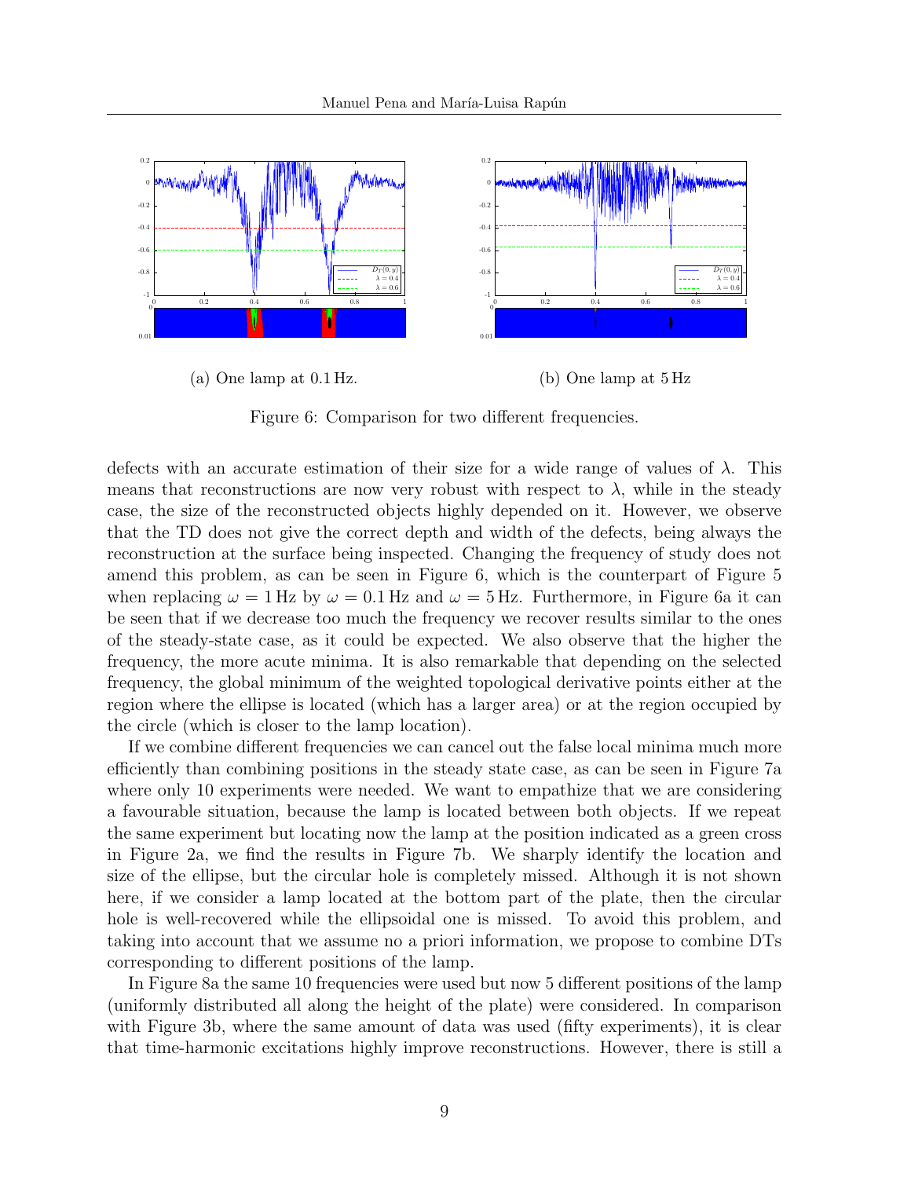(a) One lamp at 0.1 Hz.

(b) One lamp at 5 Hz

Figure 6: Comparison for two different frequencies.

defects with an accurate estimation of their size for a wide range of values of $\lambda$. This means that reconstructions are now very robust with respect to $\lambda$, while in the steady case, the size of the reconstructed objects highly depended on it. However, we observe that the TD does not give the correct depth and width of the defects, being always the reconstruction at the surface being inspected. Changing the frequency of study does not amend this problem, as can be seen in Figure 6, which is the counterpart of Figure 5 when replacing $\omega = 1\,\text{Hz}$ by $\omega = 0.1\,\text{Hz}$ and $\omega = 5\,\text{Hz}$. Furthermore, in Figure 6a it can be seen that if we decrease too much the frequency we recover results similar to the ones of the steady-state case, as it could be expected. We also observe that the higher the frequency, the more acute minima. It is also remarkable that depending on the selected frequency, the global minimum of the weighted topological derivative points either at the region where the ellipse is located (which has a larger area) or at the region occupied by the circle (which is closer to the lamp location).

If we combine different frequencies we can cancel out the false local minima much more efficiently than combining positions in the steady state case, as can be seen in Figure 7a where only 10 experiments were needed. We want to empathize that we are considering a favourable situation, because the lamp is located between both objects. If we repeat the same experiment but locating now the lamp at the position indicated as a green cross in Figure 2a, we find the results in Figure 7b. We sharply identify the location and size of the ellipse, but the circular hole is completely missed. Although it is not shown here, if we consider a lamp located at the bottom part of the plate, then the circular hole is well-recovered while the ellipsoidal one is missed. To avoid this problem, and taking into account that we assume no a priori information, we propose to combine DTs corresponding to different positions of the lamp.

In Figure 8a the same 10 frequencies were used but now 5 different positions of the lamp (uniformly distributed all along the height of the plate) were considered. In comparison with Figure 3b, where the same amount of data was used (fifty experiments), it is clear that time-harmonic excitations highly improve reconstructions. However, there is still a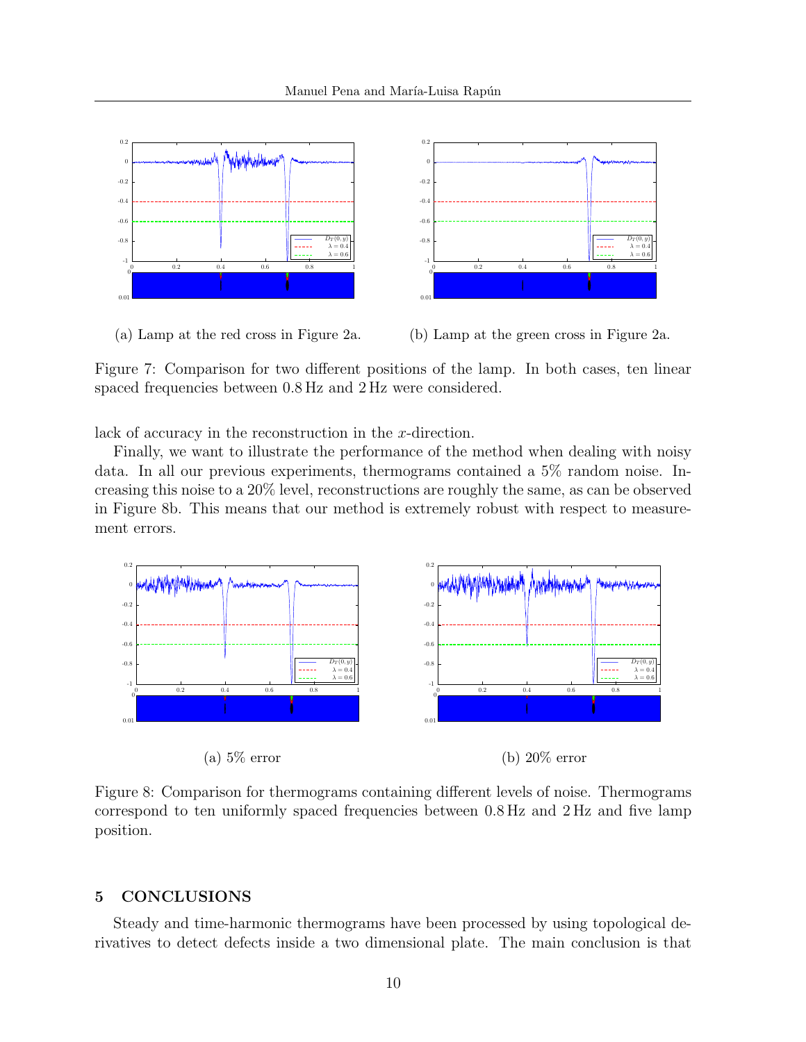(a) Lamp at the red cross in Figure 2a.

(b) Lamp at the green cross in Figure 2a.

Figure 7: Comparison for two different positions of the lamp. In both cases, ten linear spaced frequencies between 0.8 Hz and 2 Hz were considered.

lack of accuracy in the reconstruction in the $x$-direction.

Finally, we want to illustrate the performance of the method when dealing with noisy data. In all our previous experiments, thermograms contained a 5% random noise. Increasing this noise to a 20% level, reconstructions are roughly the same, as can be observed in Figure 8b. This means that our method is extremely robust with respect to measurement errors.

(a) 5% error

(b) 20% error

Figure 8: Comparison for thermograms containing different levels of noise. Thermograms correspond to ten uniformly spaced frequencies between 0.8 Hz and 2 Hz and five lamp position.

## 5 CONCLUSIONS

Steady and time-harmonic thermograms have been processed by using topological derivatives to detect defects inside a two dimensional plate. The main conclusion is that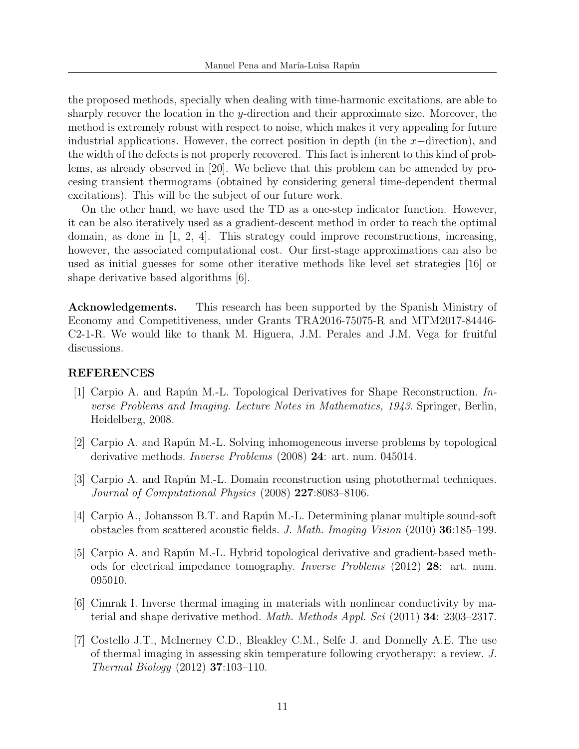the proposed methods, specially when dealing with time-harmonic excitations, are able to sharply recover the location in the $y$-direction and their approximate size. Moreover, the method is extremely robust with respect to noise, which makes it very appealing for future industrial applications. However, the correct position in depth (in the $x-$direction), and the width of the defects is not properly recovered. This fact is inherent to this kind of problems, as already observed in [20]. We believe that this problem can be amended by procesing transient thermograms (obtained by considering general time-dependent thermal excitations). This will be the subject of our future work.

On the other hand, we have used the TD as a one-step indicator function. However, it can be also iteratively used as a gradient-descent method in order to reach the optimal domain, as done in [1, 2, 4]. This strategy could improve reconstructions, increasing, however, the associated computational cost. Our first-stage approximations can also be used as initial guesses for some other iterative methods like level set strategies [16] or shape derivative based algorithms [6].

**Acknowledgements.** This research has been supported by the Spanish Ministry of Economy and Competitiveness, under Grants TRA2016-75075-R and MTM2017-84446-C2-1-R. We would like to thank M. Higuera, J.M. Perales and J.M. Vega for fruitful discussions.

## REFERENCES

[1] Carpio A. and Rapún M.-L. Topological Derivatives for Shape Reconstruction. *Inverse Problems and Imaging. Lecture Notes in Mathematics, 1943*. Springer, Berlin, Heidelberg, 2008.

[2] Carpio A. and Rapún M.-L. Solving inhomogeneous inverse problems by topological derivative methods. *Inverse Problems* (2008) **24**: art. num. 045014.

[3] Carpio A. and Rapún M.-L. Domain reconstruction using photothermal techniques. *Journal of Computational Physics* (2008) **227**:8083–8106.

[4] Carpio A., Johansson B.T. and Rapún M.-L. Determining planar multiple sound-soft obstacles from scattered acoustic fields. *J. Math. Imaging Vision* (2010) **36**:185–199.

[5] Carpio A. and Rapún M.-L. Hybrid topological derivative and gradient-based methods for electrical impedance tomography. *Inverse Problems* (2012) **28**: art. num. 095010.

[6] Cimrak I. Inverse thermal imaging in materials with nonlinear conductivity by material and shape derivative method. *Math. Methods Appl. Sci* (2011) **34**: 2303–2317.

[7] Costello J.T., McInerney C.D., Bleakley C.M., Selfe J. and Donnelly A.E. The use of thermal imaging in assessing skin temperature following cryotherapy: a review. *J. Thermal Biology* (2012) **37**:103–110.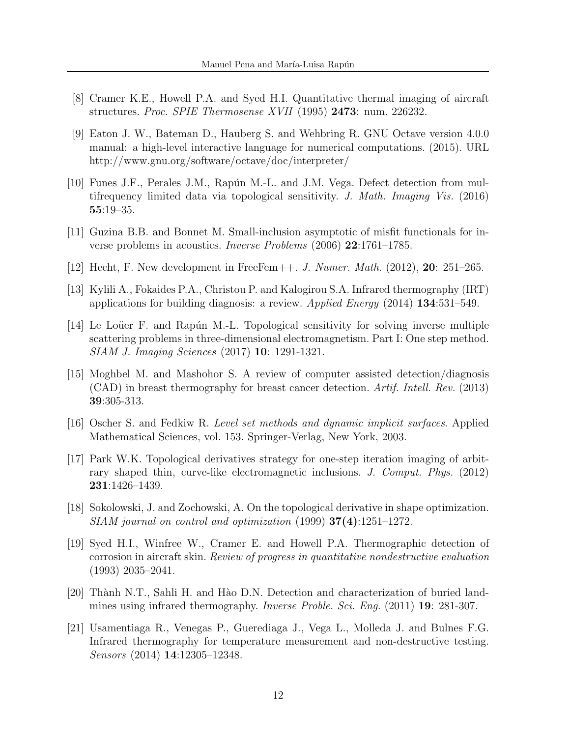[8] Cramer K.E., Howell P.A. and Syed H.I. Quantitative thermal imaging of aircraft structures. *Proc. SPIE Thermosense XVII* (1995) **2473**: num. 226232.

[9] Eaton J. W., Bateman D., Hauberg S. and Wehbring R. GNU Octave version 4.0.0 manual: a high-level interactive language for numerical computations. (2015). URL http://www.gnu.org/software/octave/doc/interpreter/

[10] Funes J.F., Perales J.M., Rapún M.-L. and J.M. Vega. Defect detection from multifrequency limited data via topological sensitivity. *J. Math. Imaging Vis.* (2016) **55**:19–35.

[11] Guzina B.B. and Bonnet M. Small-inclusion asymptotic of misfit functionals for inverse problems in acoustics. *Inverse Problems* (2006) **22**:1761–1785.

[12] Hecht, F. New development in FreeFem++. *J. Numer. Math.* (2012), **20**: 251–265.

[13] Kylili A., Fokaides P.A., Christou P. and Kalogirou S.A. Infrared thermography (IRT) applications for building diagnosis: a review. *Applied Energy* (2014) **134**:531–549.

[14] Le Loüer F. and Rapún M.-L. Topological sensitivity for solving inverse multiple scattering problems in three-dimensional electromagnetism. Part I: One step method. *SIAM J. Imaging Sciences* (2017) **10**: 1291-1321.

[15] Moghbel M. and Mashohor S. A review of computer assisted detection/diagnosis (CAD) in breast thermography for breast cancer detection. *Artif. Intell. Rev.* (2013) **39**:305-313.

[16] Oscher S. and Fedkiw R. *Level set methods and dynamic implicit surfaces*. Applied Mathematical Sciences, vol. 153. Springer-Verlag, New York, 2003.

[17] Park W.K. Topological derivatives strategy for one-step iteration imaging of arbitrary shaped thin, curve-like electromagnetic inclusions. *J. Comput. Phys.* (2012) **231**:1426–1439.

[18] Sokolowski, J. and Zochowski, A. On the topological derivative in shape optimization. *SIAM journal on control and optimization* (1999) **37(4)**:1251–1272.

[19] Syed H.I., Winfree W., Cramer E. and Howell P.A. Thermographic detection of corrosion in aircraft skin. *Review of progress in quantitative nondestructive evaluation* (1993) 2035–2041.

[20] Thành N.T., Sahli H. and Hào D.N. Detection and characterization of buried landmines using infrared thermography. *Inverse Proble. Sci. Eng.* (2011) **19**: 281-307.

[21] Usamentiaga R., Venegas P., Guerediaga J., Vega L., Molleda J. and Bulnes F.G. Infrared thermography for temperature measurement and non-destructive testing. *Sensors* (2014) **14**:12305–12348.